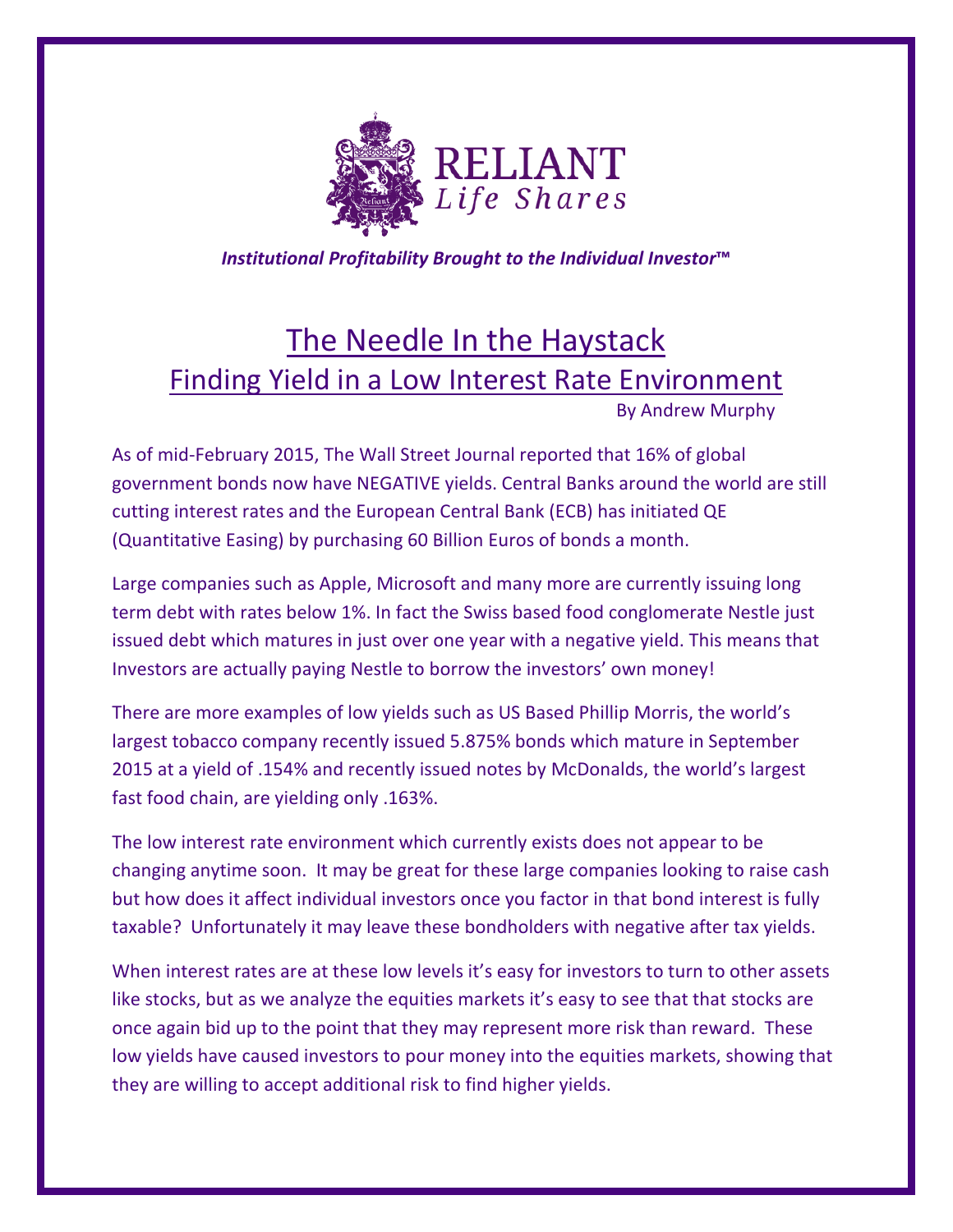RELIANT

*Life Shares*

***Institutional Profitability Brought to the Individual Investor™***

# The Needle In the Haystack

## Finding Yield in a Low Interest Rate Environment

By Andrew Murphy

As of mid-February 2015, The Wall Street Journal reported that 16% of global government bonds now have NEGATIVE yields. Central Banks around the world are still cutting interest rates and the European Central Bank (ECB) has initiated QE (Quantitative Easing) by purchasing 60 Billion Euros of bonds a month.

Large companies such as Apple, Microsoft and many more are currently issuing long term debt with rates below 1%. In fact the Swiss based food conglomerate Nestle just issued debt which matures in just over one year with a negative yield. This means that Investors are actually paying Nestle to borrow the investors' own money!

There are more examples of low yields such as US Based Phillip Morris, the world's largest tobacco company recently issued 5.875% bonds which mature in September 2015 at a yield of .154% and recently issued notes by McDonalds, the world's largest fast food chain, are yielding only .163%.

The low interest rate environment which currently exists does not appear to be changing anytime soon. It may be great for these large companies looking to raise cash but how does it affect individual investors once you factor in that bond interest is fully taxable? Unfortunately it may leave these bondholders with negative after tax yields.

When interest rates are at these low levels it's easy for investors to turn to other assets like stocks, but as we analyze the equities markets it's easy to see that that stocks are once again bid up to the point that they may represent more risk than reward. These low yields have caused investors to pour money into the equities markets, showing that they are willing to accept additional risk to find higher yields.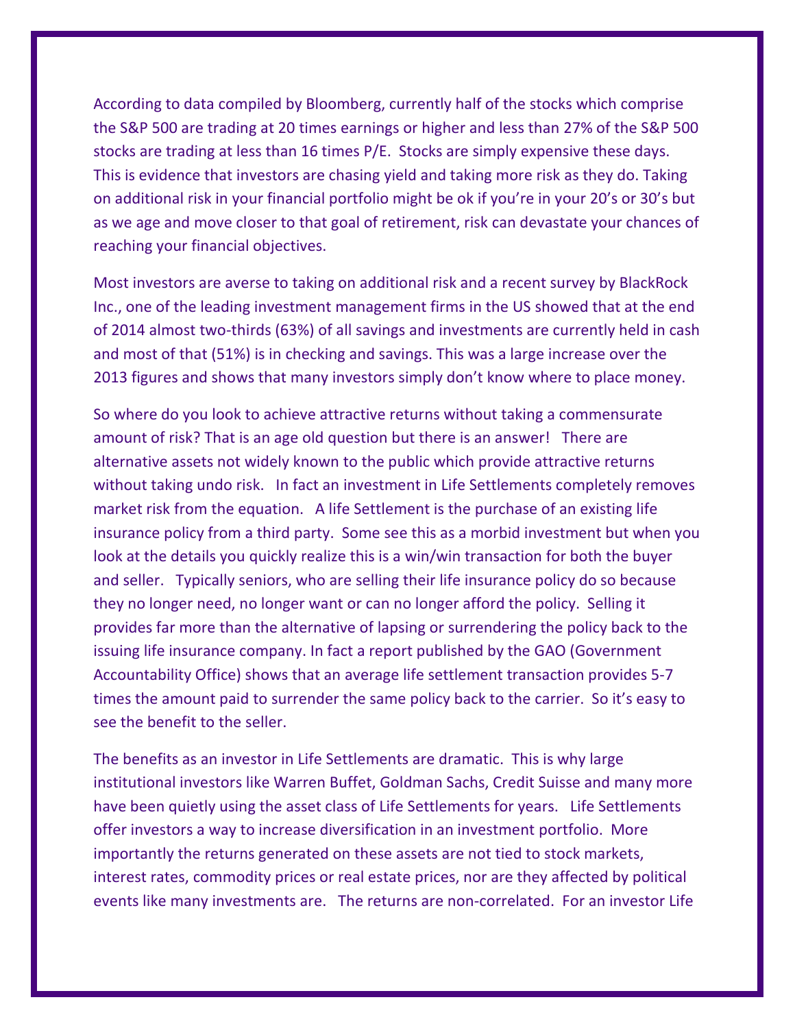According to data compiled by Bloomberg, currently half of the stocks which comprise the S&P 500 are trading at 20 times earnings or higher and less than 27% of the S&P 500 stocks are trading at less than 16 times P/E. Stocks are simply expensive these days. This is evidence that investors are chasing yield and taking more risk as they do. Taking on additional risk in your financial portfolio might be ok if you're in your 20's or 30's but as we age and move closer to that goal of retirement, risk can devastate your chances of reaching your financial objectives.

Most investors are averse to taking on additional risk and a recent survey by BlackRock Inc., one of the leading investment management firms in the US showed that at the end of 2014 almost two-thirds (63%) of all savings and investments are currently held in cash and most of that (51%) is in checking and savings. This was a large increase over the 2013 figures and shows that many investors simply don't know where to place money.

So where do you look to achieve attractive returns without taking a commensurate amount of risk? That is an age old question but there is an answer! There are alternative assets not widely known to the public which provide attractive returns without taking undo risk. In fact an investment in Life Settlements completely removes market risk from the equation. A life Settlement is the purchase of an existing life insurance policy from a third party. Some see this as a morbid investment but when you look at the details you quickly realize this is a win/win transaction for both the buyer and seller. Typically seniors, who are selling their life insurance policy do so because they no longer need, no longer want or can no longer afford the policy. Selling it provides far more than the alternative of lapsing or surrendering the policy back to the issuing life insurance company. In fact a report published by the GAO (Government Accountability Office) shows that an average life settlement transaction provides 5-7 times the amount paid to surrender the same policy back to the carrier. So it's easy to see the benefit to the seller.

The benefits as an investor in Life Settlements are dramatic. This is why large institutional investors like Warren Buffet, Goldman Sachs, Credit Suisse and many more have been quietly using the asset class of Life Settlements for years. Life Settlements offer investors a way to increase diversification in an investment portfolio. More importantly the returns generated on these assets are not tied to stock markets, interest rates, commodity prices or real estate prices, nor are they affected by political events like many investments are. The returns are non-correlated. For an investor Life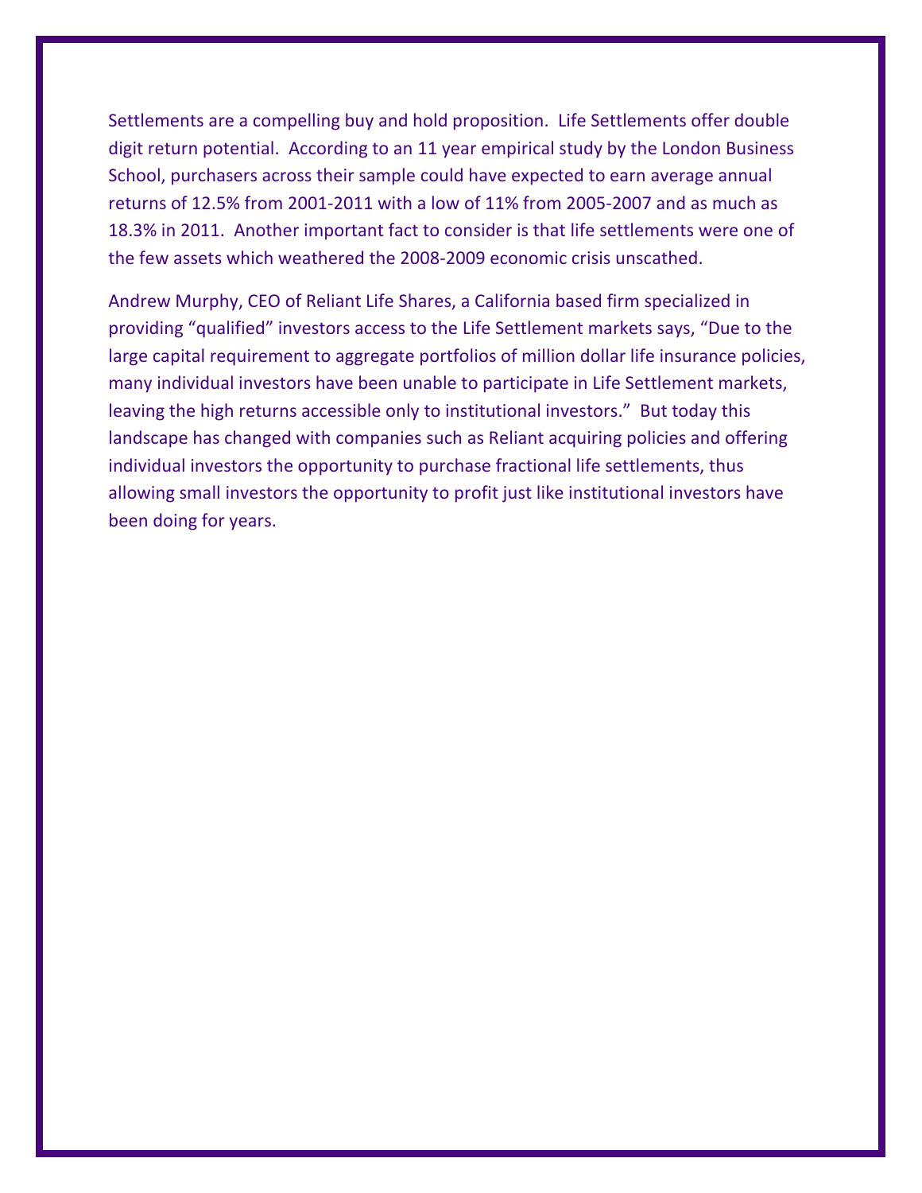Settlements are a compelling buy and hold proposition. Life Settlements offer double digit return potential. According to an 11 year empirical study by the London Business School, purchasers across their sample could have expected to earn average annual returns of 12.5% from 2001-2011 with a low of 11% from 2005-2007 and as much as 18.3% in 2011. Another important fact to consider is that life settlements were one of the few assets which weathered the 2008-2009 economic crisis unscathed.

Andrew Murphy, CEO of Reliant Life Shares, a California based firm specialized in providing "qualified" investors access to the Life Settlement markets says, "Due to the large capital requirement to aggregate portfolios of million dollar life insurance policies, many individual investors have been unable to participate in Life Settlement markets, leaving the high returns accessible only to institutional investors." But today this landscape has changed with companies such as Reliant acquiring policies and offering individual investors the opportunity to purchase fractional life settlements, thus allowing small investors the opportunity to profit just like institutional investors have been doing for years.